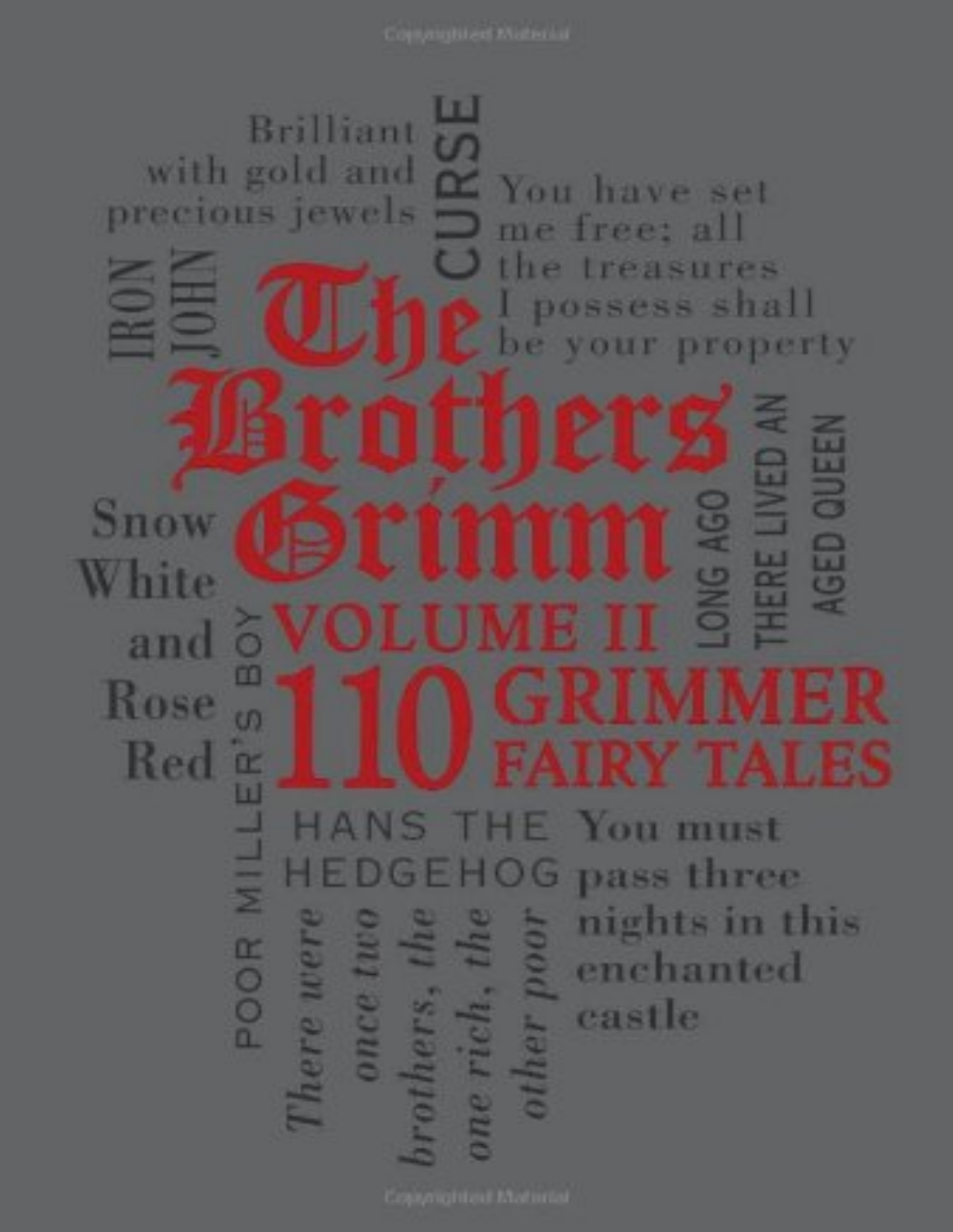# The Brothers Grimm

## Volume II

## 110 Grimmer Fairy Tales

Brilliant with gold and precious jewels

IRON JOHN

CURSE

You have set me free; all the treasures I possess shall be your property

LONG AGO THERE LIVED AN AGED QUEEN

Snow White and Rose Red

POOR MILLER'S BOY

HANS THE HEDGEHOG

You must pass three nights in this enchanted castle

*There were once two brothers, the one rich, the other poor*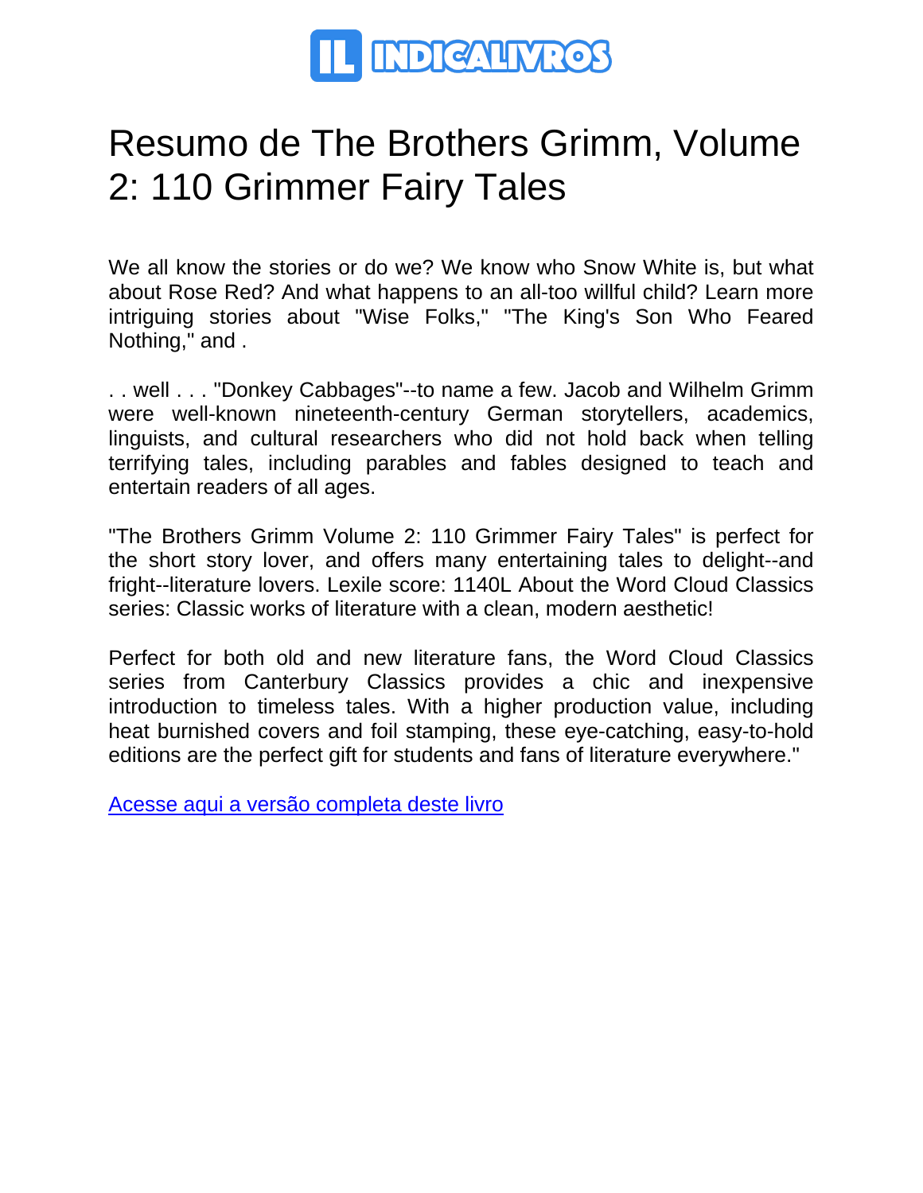# Resumo de The Brothers Grimm, Volume 2: 110 Grimmer Fairy Tales

We all know the stories or do we? We know who Snow White is, but what about Rose Red? And what happens to an all-too willful child? Learn more intriguing stories about "Wise Folks," "The King's Son Who Feared Nothing," and .

. . well . . . "Donkey Cabbages"--to name a few. Jacob and Wilhelm Grimm were well-known nineteenth-century German storytellers, academics, linguists, and cultural researchers who did not hold back when telling terrifying tales, including parables and fables designed to teach and entertain readers of all ages.

"The Brothers Grimm Volume 2: 110 Grimmer Fairy Tales" is perfect for the short story lover, and offers many entertaining tales to delight--and fright--literature lovers. Lexile score: 1140L About the Word Cloud Classics series: Classic works of literature with a clean, modern aesthetic!

Perfect for both old and new literature fans, the Word Cloud Classics series from Canterbury Classics provides a chic and inexpensive introduction to timeless tales. With a higher production value, including heat burnished covers and foil stamping, these eye-catching, easy-to-hold editions are the perfect gift for students and fans of literature everywhere."

Acesse aqui a versão completa deste livro